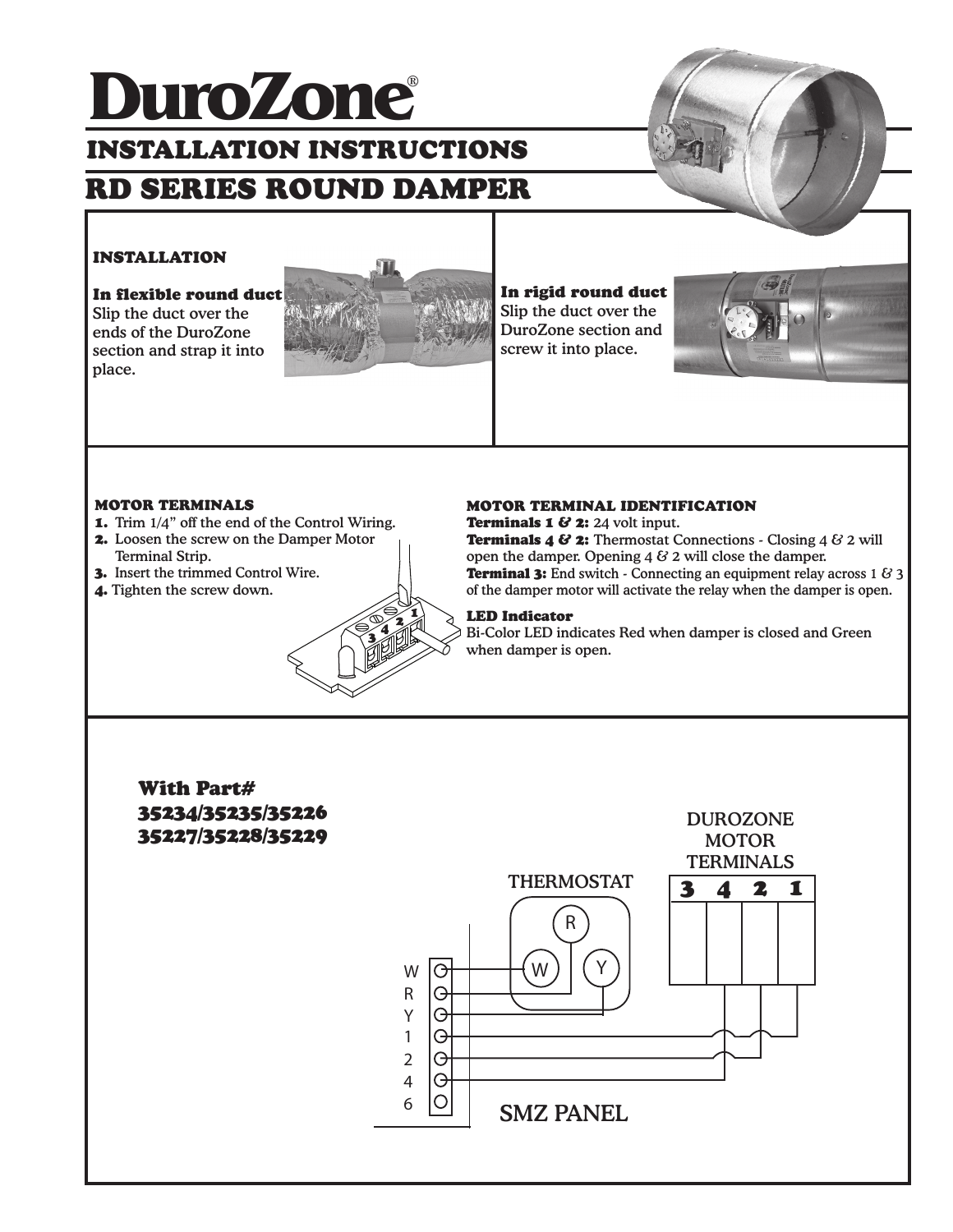# DuroZone®

## INSTALLATION INSTRUCTIONS

## RD SERIES ROUND DAMPER

### INSTALLATION

**In flexible round duct**
Slip the duct over the ends of the DuroZone section and strap it into place.

**In rigid round duct**
Slip the duct over the DuroZone section and screw it into place.

### MOTOR TERMINALS

1. Trim 1/4" off the end of the Control Wiring.
2. Loosen the screw on the Damper Motor Terminal Strip.
3. Insert the trimmed Control Wire.
4. Tighten the screw down.

### MOTOR TERMINAL IDENTIFICATION

**Terminals 1 & 2:** 24 volt input.
**Terminals 4 & 2:** Thermostat Connections - Closing 4 & 2 will open the damper. Opening 4 & 2 will close the damper.
**Terminal 3:** End switch - Connecting an equipment relay across 1 & 3 of the damper motor will activate the relay when the damper is open.

**LED Indicator**
Bi-Color LED indicates Red when damper is closed and Green when damper is open.

**With Part#**
**35234/35235/35226**
**35227/35228/35229**

DUROZONE MOTOR TERMINALS: 3 4 2 1

THERMOSTAT: R, W, Y

SMZ PANEL: W, R, Y, 1, 2, 4, 6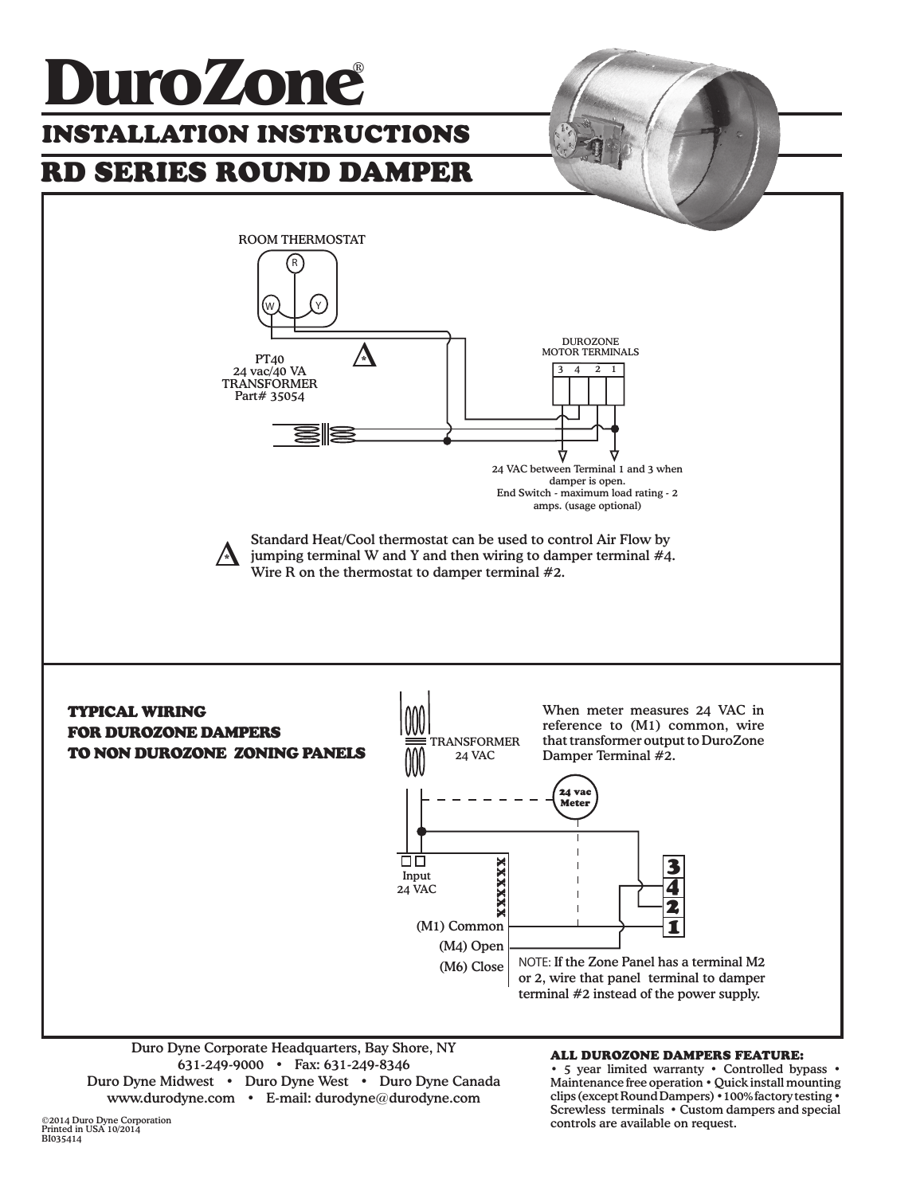# DuroZone®

## INSTALLATION INSTRUCTIONS

## RD SERIES ROUND DAMPER

ROOM THERMOSTAT

R

W Y

PT40
24 vac/40 VA
TRANSFORMER
Part# 35054

DUROZONE
MOTOR TERMINALS

3 4 2 1

24 VAC between Terminal 1 and 3 when damper is open.
End Switch - maximum load rating - 2 amps. (usage optional)

Standard Heat/Cool thermostat can be used to control Air Flow by jumping terminal W and Y and then wiring to damper terminal #4. Wire R on the thermostat to damper terminal #2.

### TYPICAL WIRING FOR DUROZONE DAMPERS TO NON DUROZONE ZONING PANELS

TRANSFORMER
24 VAC

When meter measures 24 VAC in reference to (M1) common, wire that transformer output to DuroZone Damper Terminal #2.

24 vac Meter

Input
24 VAC

XXXXXX

(M1) Common
(M4) Open
(M6) Close

3
4
2
1

NOTE: If the Zone Panel has a terminal M2 or 2, wire that panel terminal to damper terminal #2 instead of the power supply.

Duro Dyne Corporate Headquarters, Bay Shore, NY
631-249-9000 • Fax: 631-249-8346
Duro Dyne Midwest • Duro Dyne West • Duro Dyne Canada
www.durodyne.com • E-mail: durodyne@durodyne.com

©2014 Duro Dyne Corporation
Printed in USA 10/2014
BI035414

**ALL DUROZONE DAMPERS FEATURE:**
• 5 year limited warranty • Controlled bypass • Maintenance free operation • Quick install mounting clips (except Round Dampers) • 100% factory testing • Screwless terminals • Custom dampers and special controls are available on request.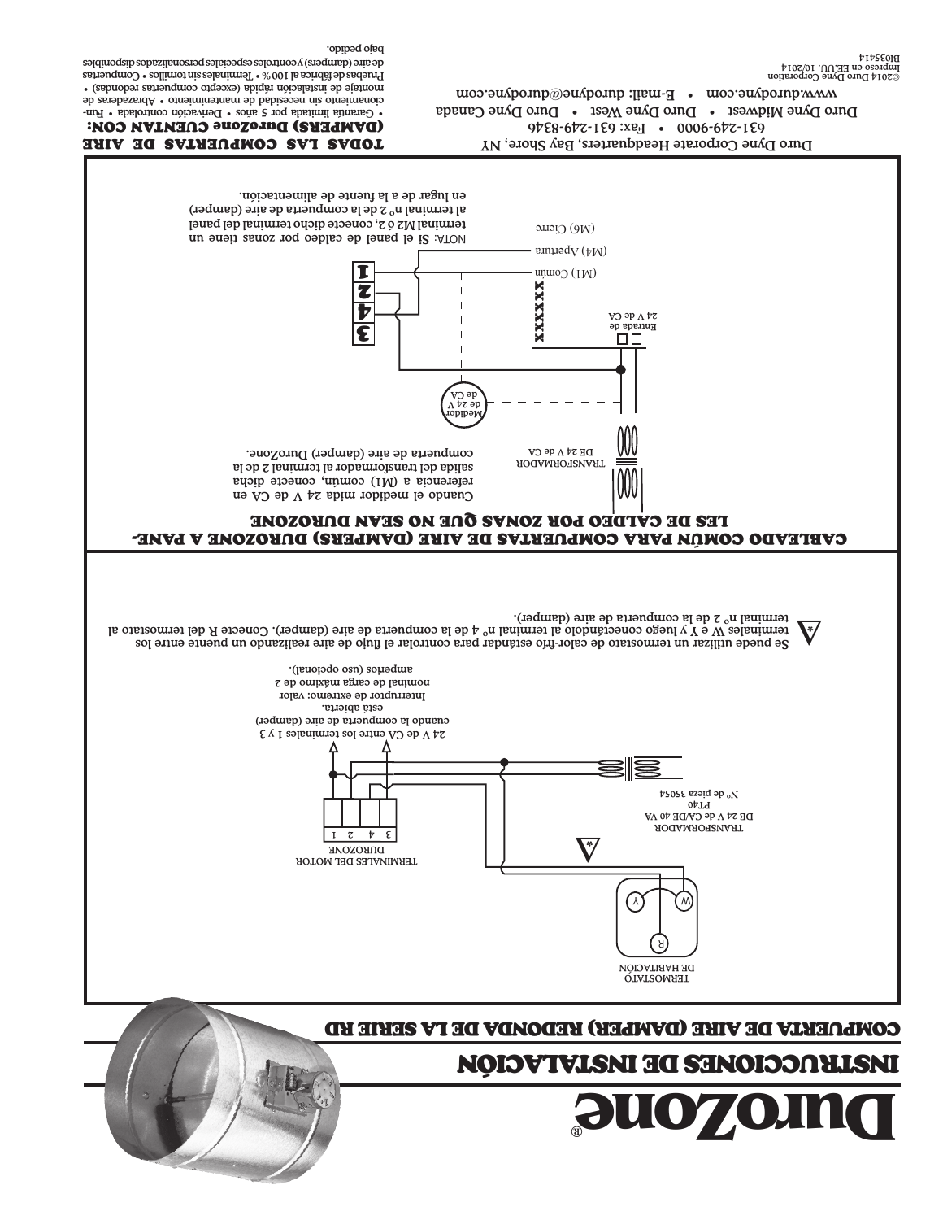# DuroZone®

# INSTRUCCIONES DE INSTALACIÓN

## COMPUERTA DE AIRE (DAMPER) REDONDA DE LA SERIE RD

TERMOSTATO DE HABITACIÓN

TERMINALES DEL MOTOR DUROZONE

TRANSFORMADOR DE 24 V de CA/DE 40 VA PT40 Nº de pieza 35054

24 V de CA entre los terminales 1 y 3 cuando la compuerta de aire (damper) está abierta.

Interruptor de extremo: valor nominal de carga máximo de 2 amperios (uso opcional).

\* Se puede utilizar un termostato de calor-frío estándar para controlar el flujo de aire realizando un puente entre los terminales W e Y y luego conectándolo al terminal nº 4 de la compuerta de aire (damper). Conecte R del termostato al terminal nº 2 de la compuerta de aire (damper).

## CABLEADO COMÚN PARA COMPUERTAS DE AIRE (DAMPERS) DUROZONE A PANELES DE CALDEO POR ZONAS QUE NO SEAN DUROZONE

Cuando el medidor mida 24 V de CA en referencia a (M1) común, conecte dicha salida del transformador al terminal 2 de la compuerta de aire (damper) DuroZone.

TRANSFORMADOR DE 24 V de CA

Medidor de 24 V de CA

Entrada de 24 V de CA

(M1) Común

(M4) Apertura

(M6) Cierre

NOTA: Si el panel de caldeo por zonas tiene un terminal M2 ó 2, conecte dicho terminal del panel al terminal nº 2 de la compuerta de aire (damper) en lugar de a la fuente de alimentación.

Duro Dyne Corporate Headquarters, Bay Shore, NY
631-249-9000 • Fax: 631-249-8346
Duro Dyne Midwest • Duro Dyne West • Duro Dyne Canada
www.durodyne.com • E-mail: durodyne@durodyne.com

©2014 Duro Dyne Corporation
Impreso en EE.UU. 10/2014
BI03414

**TODAS LAS COMPUERTAS DE AIRE (DAMPERS) DuroZone CUENTAN CON:**

• Garantía limitada por 5 años • Derivación controlada • Funcionamiento sin necesidad de mantenimiento • Abrazaderas de montaje de instalación rápida (excepto compuertas redondas) • Pruebas de fábrica al 100 % • Terminales sin tornillos • Compuertas de aire (dampers) y controles especiales personalizados disponibles bajo pedido.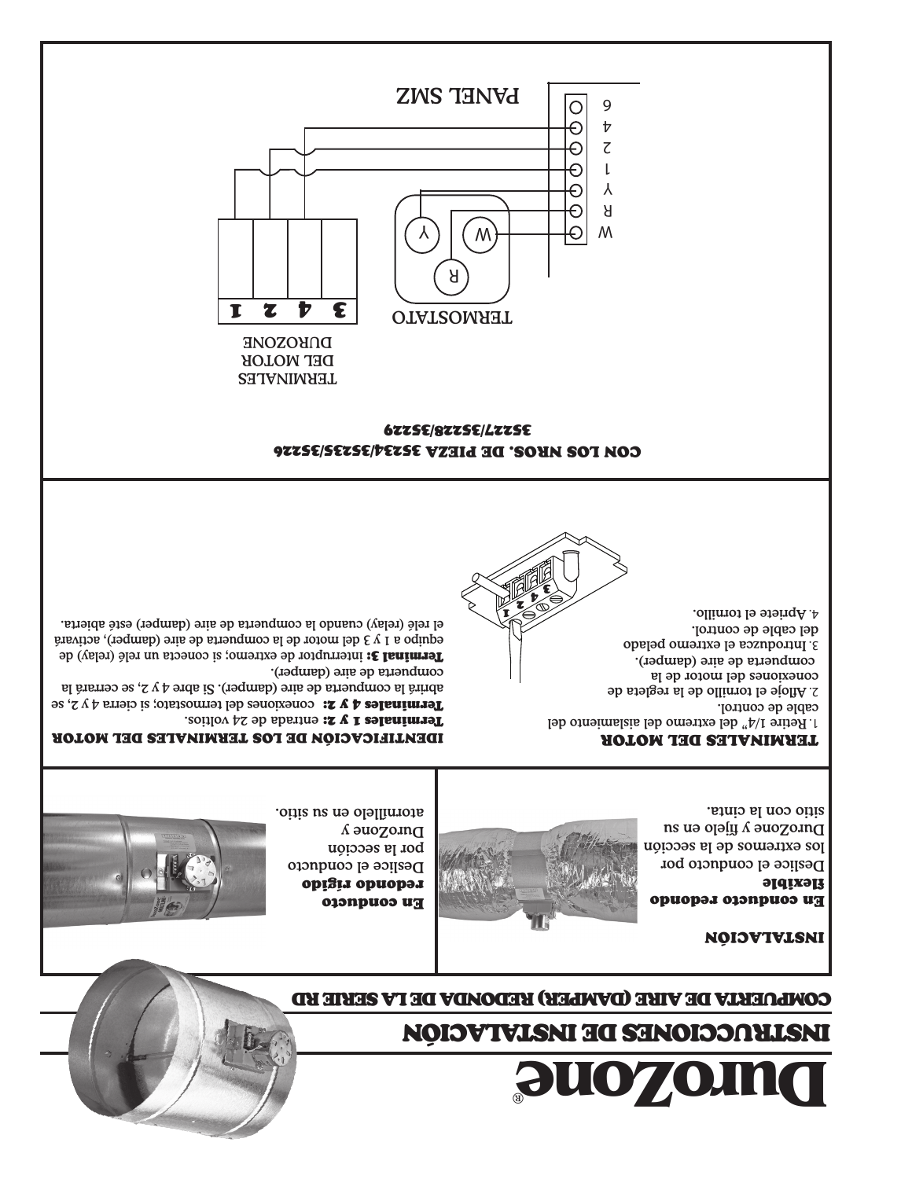# DuroZone®

## INSTRUCCIONES DE INSTALACIÓN

### COMPUERTA DE AIRE (DAMPER) REDONDA DE LA SERIE RD

### INSTALACIÓN

**En conducto redondo flexible**

Deslice el conducto por los extremos de la sección DuroZone y fíjelo en su sitio con la cinta.

**En conducto redondo rígido**

Deslice el conducto por la sección DuroZone y atornillelo en su sitio.

### TERMINALES DEL MOTOR

1. Retire 1/4" del extremo del aislamiento del cable de control.
2. Afloje el tornillo de la regleta de conexiones del motor de la compuerta de aire (damper).
3. Introduzca el extremo pelado del cable de control.
4. Apriete el tornillo.

### IDENTIFICACIÓN DE LOS TERMINALES DEL MOTOR

**Terminales 1 y 2:** entrada de 24 voltios.

**Terminales 4 y 2:** conexiones del termostato; si cierra 4 y 2, se abrirá la compuerta de aire (damper). Si abre 4 y 2, se cerrará la compuerta de aire (damper).

**Terminal 3:** interruptor de extremo; si conecta un relé (relay) de equipo a 1 y 3 del motor de la compuerta de aire (damper), activará el relé (relay) cuando la compuerta de aire (damper) esté abierta.

### CON LOS NROS. DE PIEZA 35234/35235/35226 35227/35228/35229

TERMINALES DEL MOTOR DUROZONE

1 2 4 3

TERMOSTATO

R W Y

PANEL SMZ

W R Y 1 2 4 6